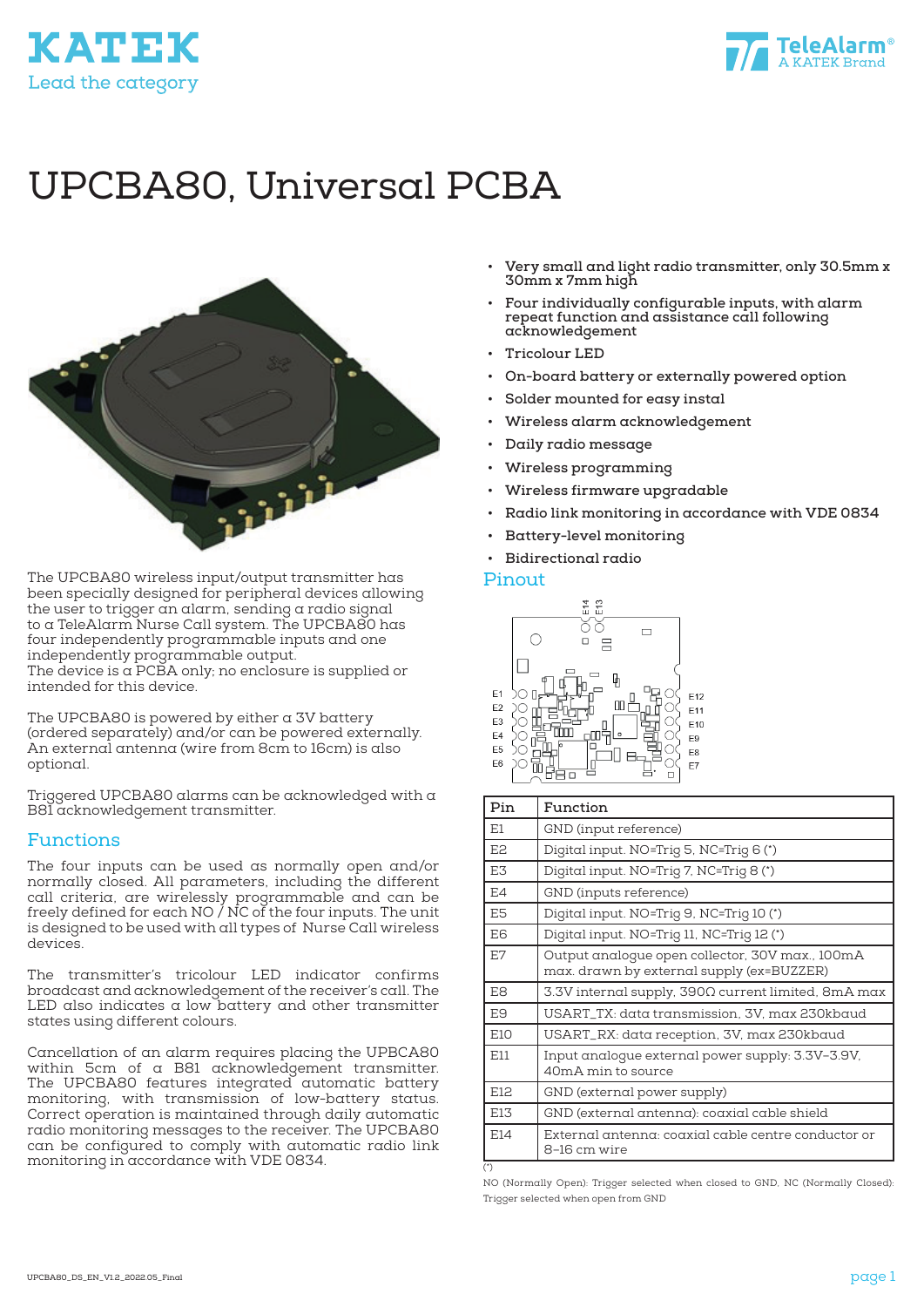KATEK
Lead the category

TeleAlarm®
A KATEK Brand

# UPCBA80, Universal PCBA

The UPCBA80 wireless input/output transmitter has been specially designed for peripheral devices allowing the user to trigger an alarm, sending a radio signal to a TeleAlarm Nurse Call system. The UPCBA80 has four independently programmable inputs and one independently programmable output.
The device is a PCBA only; no enclosure is supplied or intended for this device.

The UPCBA80 is powered by either a 3V battery (ordered separately) and/or can be powered externally. An external antenna (wire from 8cm to 16cm) is also optional.

Triggered UPCBA80 alarms can be acknowledged with a B81 acknowledgement transmitter.

## Functions

The four inputs can be used as normally open and/or normally closed. All parameters, including the different call criteria, are wirelessly programmable and can be freely defined for each NO / NC of the four inputs. The unit is designed to be used with all types of Nurse Call wireless devices.

The transmitter's tricolour LED indicator confirms broadcast and acknowledgement of the receiver's call. The LED also indicates a low battery and other transmitter states using different colours.

Cancellation of an alarm requires placing the UPBCA80 within 5cm of a B81 acknowledgement transmitter. The UPCBA80 features integrated automatic battery monitoring, with transmission of low-battery status. Correct operation is maintained through daily automatic radio monitoring messages to the receiver. The UPCBA80 can be configured to comply with automatic radio link monitoring in accordance with VDE 0834.

- **Very small and light radio transmitter, only 30.5mm x 30mm x 7mm high**
- **Four individually configurable inputs, with alarm repeat function and assistance call following acknowledgement**
- **Tricolour LED**
- **On-board battery or externally powered option**
- **Solder mounted for easy instal**
- **Wireless alarm acknowledgement**
- **Daily radio message**
- **Wireless programming**
- **Wireless firmware upgradable**
- **Radio link monitoring in accordance with VDE 0834**
- **Battery-level monitoring**
- **Bidirectional radio**

## Pinout

| Pin | Function |
|---|---|
| E1 | GND (input reference) |
| E2 | Digital input. NO=Trig 5, NC=Trig 6 (*) |
| E3 | Digital input. NO=Trig 7, NC=Trig 8 (*) |
| E4 | GND (inputs reference) |
| E5 | Digital input. NO=Trig 9, NC=Trig 10 (*) |
| E6 | Digital input. NO=Trig 11, NC=Trig 12 (*) |
| E7 | Output analogue open collector, 30V max., 100mA max. drawn by external supply (ex=BUZZER) |
| E8 | 3.3V internal supply, 390Ω current limited, 8mA max |
| E9 | USART_TX: data transmission, 3V, max 230kbaud |
| E10 | USART_RX: data reception, 3V, max 230kbaud |
| E11 | Input analogue external power supply: 3.3V–3.9V, 40mA min to source |
| E12 | GND (external power supply) |
| E13 | GND (external antenna): coaxial cable shield |
| E14 | External antenna: coaxial cable centre conductor or 8–16 cm wire |

(*)
NO (Normally Open): Trigger selected when closed to GND, NC (Normally Closed): Trigger selected when open from GND

UPCBA80_DS_EN_V1.2_202205_Final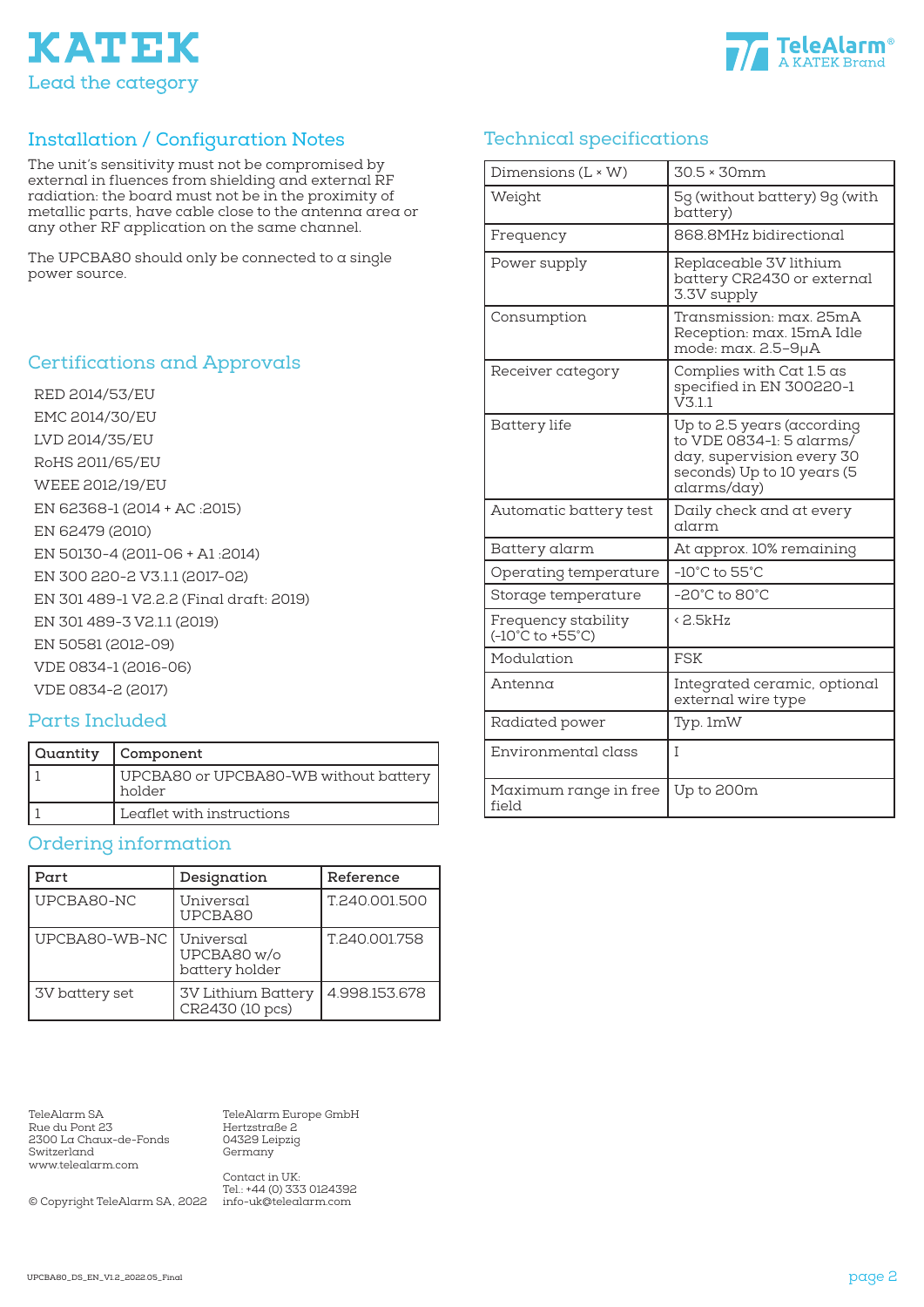## Installation / Configuration Notes

The unit's sensitivity must not be compromised by external in fluences from shielding and external RF radiation: the board must not be in the proximity of metallic parts, have cable close to the antenna area or any other RF application on the same channel.

The UPCBA80 should only be connected to a single power source.

## Certifications and Approvals

RED 2014/53/EU
EMC 2014/30/EU
LVD 2014/35/EU
RoHS 2011/65/EU
WEEE 2012/19/EU
EN 62368-1 (2014 + AC :2015)
EN 62479 (2010)
EN 50130-4 (2011-06 + A1 :2014)
EN 300 220-2 V3.1.1 (2017-02)
EN 301 489-1 V2.2.2 (Final draft: 2019)
EN 301 489-3 V2.1.1 (2019)
EN 50581 (2012-09)
VDE 0834-1 (2016-06)
VDE 0834-2 (2017)

## Parts Included

| Quantity | Component |
|---|---|
| 1 | UPCBA80 or UPCBA80-WB without battery holder |
| 1 | Leaflet with instructions |

## Ordering information

| Part | Designation | Reference |
|---|---|---|
| UPCBA80-NC | Universal UPCBA80 | T.240.001.500 |
| UPCBA80-WB-NC | Universal UPCBA80 w/o battery holder | T.240.001.758 |
| 3V battery set | 3V Lithium Battery CR2430 (10 pcs) | 4.998.153.678 |

## Technical specifications

| | |
|---|---|
| Dimensions (L × W) | 30.5 × 30mm |
| Weight | 5g (without battery) 9g (with battery) |
| Frequency | 868.8MHz bidirectional |
| Power supply | Replaceable 3V lithium battery CR2430 or external 3.3V supply |
| Consumption | Transmission: max. 25mA Reception: max. 15mA Idle mode: max. 2.5–9µA |
| Receiver category | Complies with Cat 1.5 as specified in EN 300220-1 V3.1.1 |
| Battery life | Up to 2.5 years (according to VDE 0834-1: 5 alarms/day, supervision every 30 seconds) Up to 10 years (5 alarms/day) |
| Automatic battery test | Daily check and at every alarm |
| Battery alarm | At approx. 10% remaining |
| Operating temperature | -10°C to 55°C |
| Storage temperature | -20°C to 80°C |
| Frequency stability (-10°C to +55°C) | < 2.5kHz |
| Modulation | FSK |
| Antenna | Integrated ceramic, optional external wire type |
| Radiated power | Typ. 1mW |
| Environmental class | I |
| Maximum range in free field | Up to 200m |

TeleAlarm SA
Rue du Pont 23
2300 La Chaux-de-Fonds
Switzerland
www.telealarm.com

TeleAlarm Europe GmbH
Hertzstraße 2
04329 Leipzig
Germany

Contact in UK:
Tel.: +44 (0) 333 0124392
info-uk@telealarm.com

© Copyright TeleAlarm SA, 2022

UPCBA80_DS_EN_V1.2_202205_Final